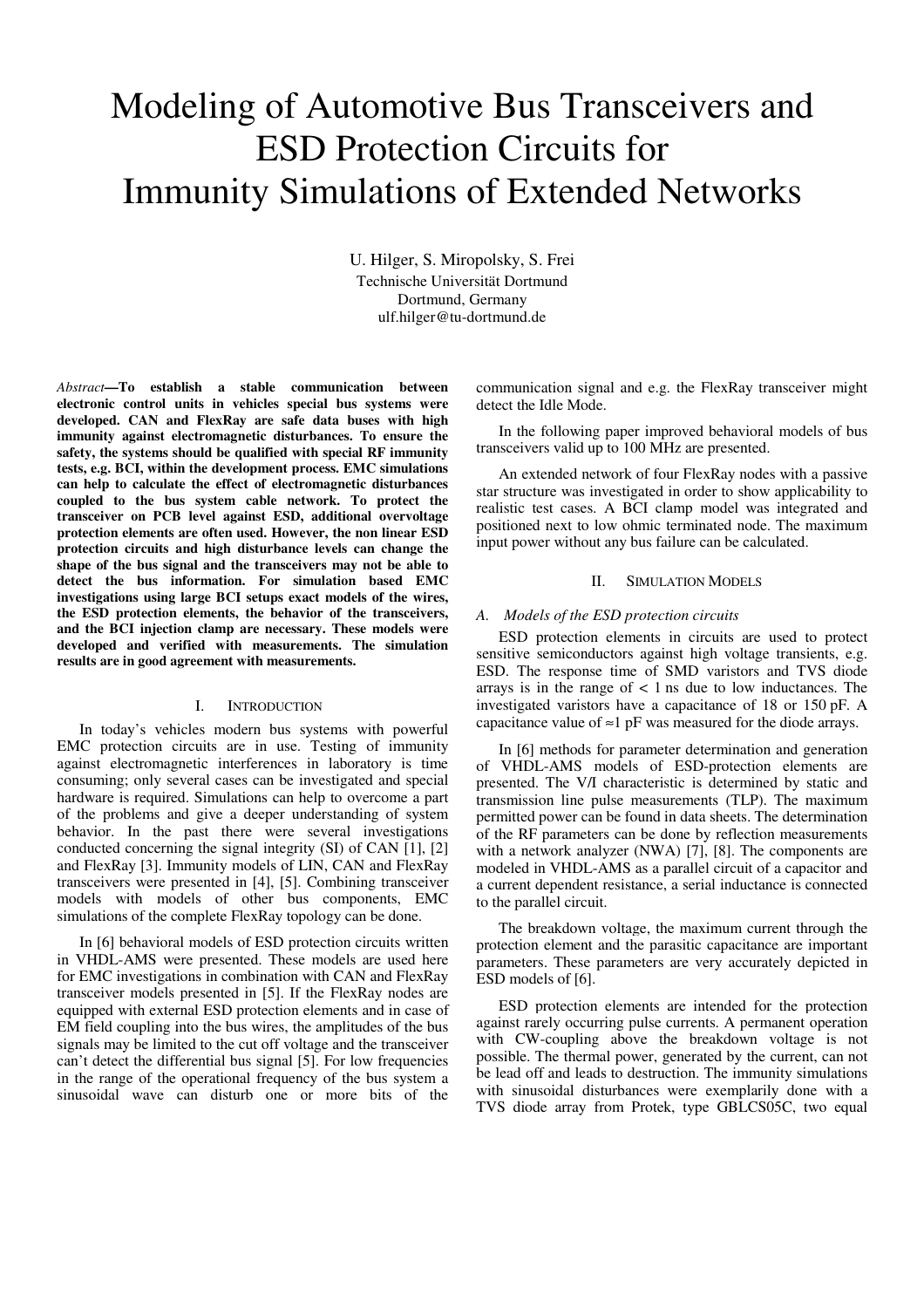# Modeling of Automotive Bus Transceivers and ESD Protection Circuits for Immunity Simulations of Extended Networks

U. Hilger, S. Miropolsky, S. Frei
Technische Universität Dortmund
Dortmund, Germany
ulf.hilger@tu-dortmund.de

*Abstract*—**To establish a stable communication between electronic control units in vehicles special bus systems were developed. CAN and FlexRay are safe data buses with high immunity against electromagnetic disturbances. To ensure the safety, the systems should be qualified with special RF immunity tests, e.g. BCI, within the development process. EMC simulations can help to calculate the effect of electromagnetic disturbances coupled to the bus system cable network. To protect the transceiver on PCB level against ESD, additional overvoltage protection elements are often used. However, the non linear ESD protection circuits and high disturbance levels can change the shape of the bus signal and the transceivers may not be able to detect the bus information. For simulation based EMC investigations using large BCI setups exact models of the wires, the ESD protection elements, the behavior of the transceivers, and the BCI injection clamp are necessary. These models were developed and verified with measurements. The simulation results are in good agreement with measurements.**

## I. Introduction

In today's vehicles modern bus systems with powerful EMC protection circuits are in use. Testing of immunity against electromagnetic interferences in laboratory is time consuming; only several cases can be investigated and special hardware is required. Simulations can help to overcome a part of the problems and give a deeper understanding of system behavior. In the past there were several investigations conducted concerning the signal integrity (SI) of CAN [1], [2] and FlexRay [3]. Immunity models of LIN, CAN and FlexRay transceivers were presented in [4], [5]. Combining transceiver models with models of other bus components, EMC simulations of the complete FlexRay topology can be done.

In [6] behavioral models of ESD protection circuits written in VHDL-AMS were presented. These models are used here for EMC investigations in combination with CAN and FlexRay transceiver models presented in [5]. If the FlexRay nodes are equipped with external ESD protection elements and in case of EM field coupling into the bus wires, the amplitudes of the bus signals may be limited to the cut off voltage and the transceiver can't detect the differential bus signal [5]. For low frequencies in the range of the operational frequency of the bus system a sinusoidal wave can disturb one or more bits of the communication signal and e.g. the FlexRay transceiver might detect the Idle Mode.

In the following paper improved behavioral models of bus transceivers valid up to 100 MHz are presented.

An extended network of four FlexRay nodes with a passive star structure was investigated in order to show applicability to realistic test cases. A BCI clamp model was integrated and positioned next to low ohmic terminated node. The maximum input power without any bus failure can be calculated.

## II. Simulation Models

### *A. Models of the ESD protection circuits*

ESD protection elements in circuits are used to protect sensitive semiconductors against high voltage transients, e.g. ESD. The response time of SMD varistors and TVS diode arrays is in the range of < 1 ns due to low inductances. The investigated varistors have a capacitance of 18 or 150 pF. A capacitance value of ≈1 pF was measured for the diode arrays.

In [6] methods for parameter determination and generation of VHDL-AMS models of ESD-protection elements are presented. The V/I characteristic is determined by static and transmission line pulse measurements (TLP). The maximum permitted power can be found in data sheets. The determination of the RF parameters can be done by reflection measurements with a network analyzer (NWA) [7], [8]. The components are modeled in VHDL-AMS as a parallel circuit of a capacitor and a current dependent resistance, a serial inductance is connected to the parallel circuit.

The breakdown voltage, the maximum current through the protection element and the parasitic capacitance are important parameters. These parameters are very accurately depicted in ESD models of [6].

ESD protection elements are intended for the protection against rarely occurring pulse currents. A permanent operation with CW-coupling above the breakdown voltage is not possible. The thermal power, generated by the current, can not be lead off and leads to destruction. The immunity simulations with sinusoidal disturbances were exemplarily done with a TVS diode array from Protek, type GBLCS05C, two equal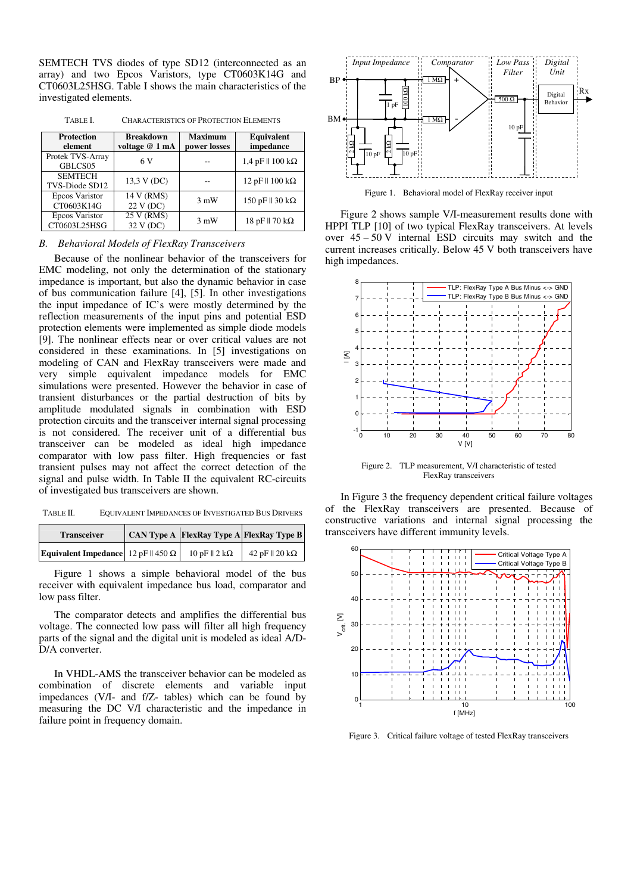SEMTECH TVS diodes of type SD12 (interconnected as an array) and two Epcos Varistors, type CT0603K14G and CT0603L25HSG. Table I shows the main characteristics of the investigated elements.

TABLE I. CHARACTERISTICS OF PROTECTION ELEMENTS

| Protection element | Breakdown voltage @ 1 mA | Maximum power losses | Equivalent impedance |
|---|---|---|---|
| Protek TVS-Array GBLCS05 | 6 V | -- | 1,4 pF ǁ 100 kΩ |
| SEMTECH TVS-Diode SD12 | 13,3 V (DC) | -- | 12 pF ǁ 100 kΩ |
| Epcos Varistor CT0603K14G | 14 V (RMS) 22 V (DC) | 3 mW | 150 pF ǁ 30 kΩ |
| Epcos Varistor CT0603L25HSG | 25 V (RMS) 32 V (DC) | 3 mW | 18 pF ǁ 70 kΩ |

### *B. Behavioral Models of FlexRay Transceivers*

Because of the nonlinear behavior of the transceivers for EMC modeling, not only the determination of the stationary impedance is important, but also the dynamic behavior in case of bus communication failure [4], [5]. In other investigations the input impedance of IC's were mostly determined by the reflection measurements of the input pins and potential ESD protection elements were implemented as simple diode models [9]. The nonlinear effects near or over critical values are not considered in these examinations. In [5] investigations on modeling of CAN and FlexRay transceivers were made and very simple equivalent impedance models for EMC simulations were presented. However the behavior in case of transient disturbances or the partial destruction of bits by amplitude modulated signals in combination with ESD protection circuits and the transceiver internal signal processing is not considered. The receiver unit of a differential bus transceiver can be modeled as ideal high impedance comparator with low pass filter. High frequencies or fast transient pulses may not affect the correct detection of the signal and pulse width. In Table II the equivalent RC-circuits of investigated bus transceivers are shown.

TABLE II. EQUIVALENT IMPEDANCES OF INVESTIGATED BUS DRIVERS

| Transceiver | CAN Type A | FlexRay Type A | FlexRay Type B |
|---|---|---|---|
| **Equivalent Impedance** | 12 pF ǁ 450 Ω | 10 pF ǁ 2 kΩ | 42 pF ǁ 20 kΩ |

Figure 1 shows a simple behavioral model of the bus receiver with equivalent impedance bus load, comparator and low pass filter.

The comparator detects and amplifies the differential bus voltage. The connected low pass will filter all high frequency parts of the signal and the digital unit is modeled as ideal A/D-D/A converter.

In VHDL-AMS the transceiver behavior can be modeled as combination of discrete elements and variable input impedances (V/I- and f/Z- tables) which can be found by measuring the DC V/I characteristic and the impedance in failure point in frequency domain.

Figure 1. Behavioral model of FlexRay receiver input

Figure 2 shows sample V/I-measurement results done with HPPI TLP [10] of two typical FlexRay transceivers. At levels over 45 – 50 V internal ESD circuits may switch and the current increases critically. Below 45 V both transceivers have high impedances.

Figure 2. TLP measurement, V/I characteristic of tested FlexRay transceivers

In Figure 3 the frequency dependent critical failure voltages of the FlexRay transceivers are presented. Because of constructive variations and internal signal processing the transceivers have different immunity levels.

Figure 3. Critical failure voltage of tested FlexRay transceivers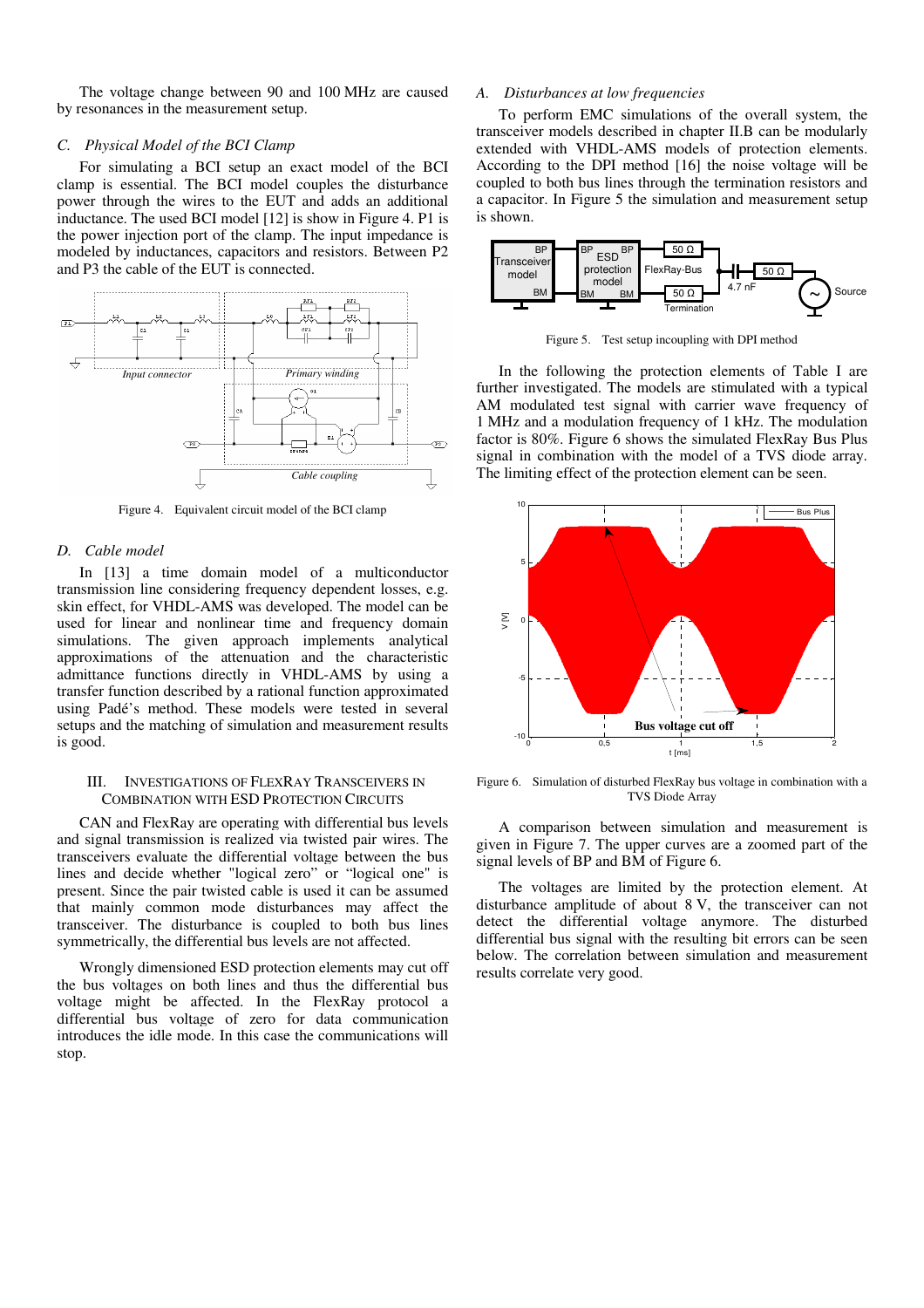The voltage change between 90 and 100 MHz are caused by resonances in the measurement setup.

### C. Physical Model of the BCI Clamp

For simulating a BCI setup an exact model of the BCI clamp is essential. The BCI model couples the disturbance power through the wires to the EUT and adds an additional inductance. The used BCI model [12] is show in Figure 4. P1 is the power injection port of the clamp. The input impedance is modeled by inductances, capacitors and resistors. Between P2 and P3 the cable of the EUT is connected.

Figure 4. Equivalent circuit model of the BCI clamp

### D. Cable model

In [13] a time domain model of a multiconductor transmission line considering frequency dependent losses, e.g. skin effect, for VHDL-AMS was developed. The model can be used for linear and nonlinear time and frequency domain simulations. The given approach implements analytical approximations of the attenuation and the characteristic admittance functions directly in VHDL-AMS by using a transfer function described by a rational function approximated using Padé's method. These models were tested in several setups and the matching of simulation and measurement results is good.

## III. Investigations of FlexRay Transceivers in Combination with ESD Protection Circuits

CAN and FlexRay are operating with differential bus levels and signal transmission is realized via twisted pair wires. The transceivers evaluate the differential voltage between the bus lines and decide whether "logical zero" or "logical one" is present. Since the pair twisted cable is used it can be assumed that mainly common mode disturbances may affect the transceiver. The disturbance is coupled to both bus lines symmetrically, the differential bus levels are not affected.

Wrongly dimensioned ESD protection elements may cut off the bus voltages on both lines and thus the differential bus voltage might be affected. In the FlexRay protocol a differential bus voltage of zero for data communication introduces the idle mode. In this case the communications will stop.

### A. Disturbances at low frequencies

To perform EMC simulations of the overall system, the transceiver models described in chapter II.B can be modularly extended with VHDL-AMS models of protection elements. According to the DPI method [16] the noise voltage will be coupled to both bus lines through the termination resistors and a capacitor. In Figure 5 the simulation and measurement setup is shown.

Figure 5. Test setup incoupling with DPI method

In the following the protection elements of Table I are further investigated. The models are stimulated with a typical AM modulated test signal with carrier wave frequency of 1 MHz and a modulation frequency of 1 kHz. The modulation factor is 80%. Figure 6 shows the simulated FlexRay Bus Plus signal in combination with the model of a TVS diode array. The limiting effect of the protection element can be seen.

Figure 6. Simulation of disturbed FlexRay bus voltage in combination with a TVS Diode Array

A comparison between simulation and measurement is given in Figure 7. The upper curves are a zoomed part of the signal levels of BP and BM of Figure 6.

The voltages are limited by the protection element. At disturbance amplitude of about 8 V, the transceiver can not detect the differential voltage anymore. The disturbed differential bus signal with the resulting bit errors can be seen below. The correlation between simulation and measurement results correlate very good.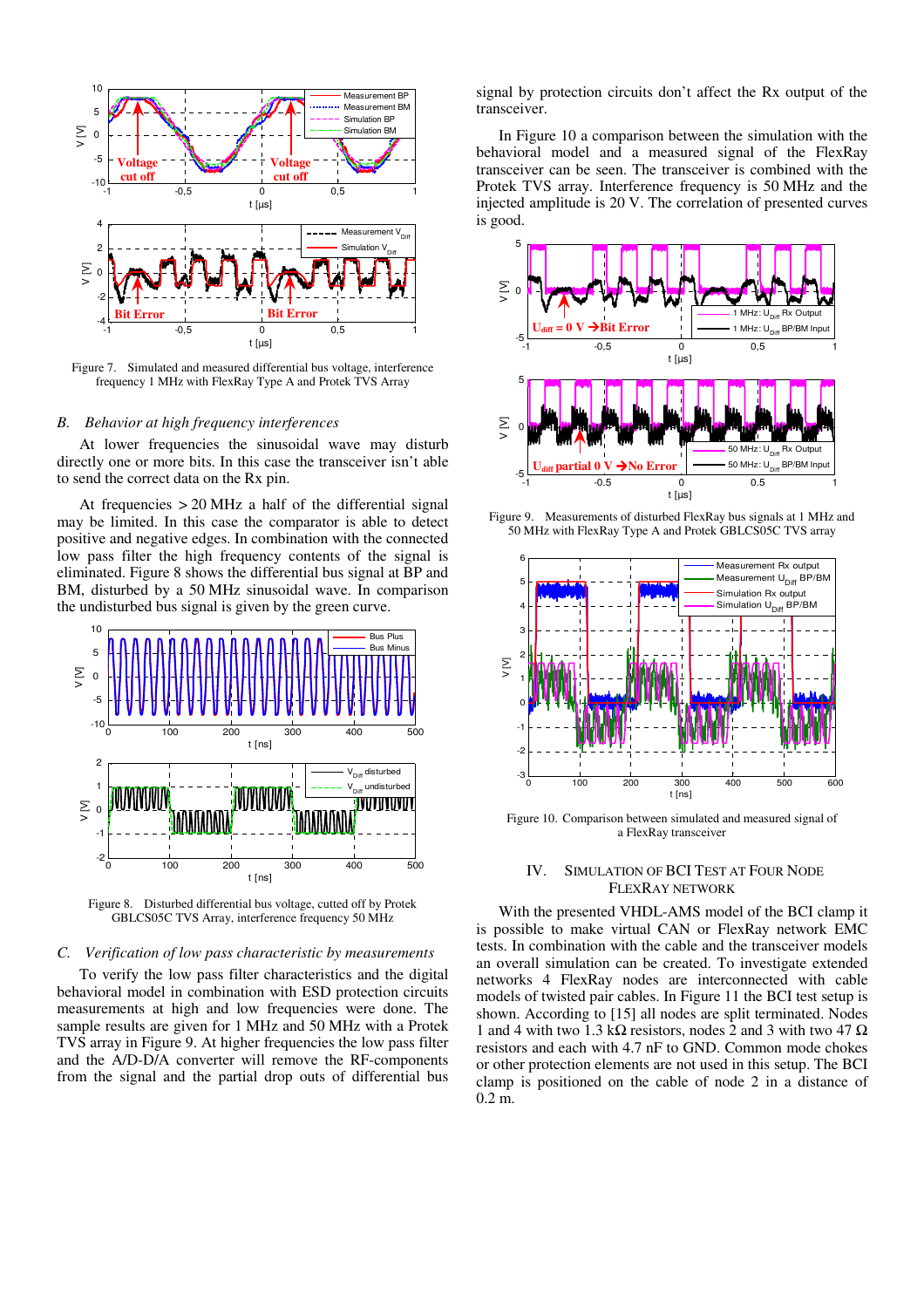Figure 7. Simulated and measured differential bus voltage, interference frequency 1 MHz with FlexRay Type A and Protek TVS Array

### *B. Behavior at high frequency interferences*

At lower frequencies the sinusoidal wave may disturb directly one or more bits. In this case the transceiver isn't able to send the correct data on the Rx pin.

At frequencies > 20 MHz a half of the differential signal may be limited. In this case the comparator is able to detect positive and negative edges. In combination with the connected low pass filter the high frequency contents of the signal is eliminated. Figure 8 shows the differential bus signal at BP and BM, disturbed by a 50 MHz sinusoidal wave. In comparison the undisturbed bus signal is given by the green curve.

Figure 8. Disturbed differential bus voltage, cutted off by Protek GBLCS05C TVS Array, interference frequency 50 MHz

### *C. Verification of low pass characteristic by measurements*

To verify the low pass filter characteristics and the digital behavioral model in combination with ESD protection circuits measurements at high and low frequencies were done. The sample results are given for 1 MHz and 50 MHz with a Protek TVS array in Figure 9. At higher frequencies the low pass filter and the A/D-D/A converter will remove the RF-components from the signal and the partial drop outs of differential bus signal by protection circuits don't affect the Rx output of the transceiver.

In Figure 10 a comparison between the simulation with the behavioral model and a measured signal of the FlexRay transceiver can be seen. The transceiver is combined with the Protek TVS array. Interference frequency is 50 MHz and the injected amplitude is 20 V. The correlation of presented curves is good.

Figure 9. Measurements of disturbed FlexRay bus signals at 1 MHz and 50 MHz with FlexRay Type A and Protek GBLCS05C TVS array

Figure 10. Comparison between simulated and measured signal of a FlexRay transceiver

## IV. Simulation of BCI Test at Four Node FlexRay Network

With the presented VHDL-AMS model of the BCI clamp it is possible to make virtual CAN or FlexRay network EMC tests. In combination with the cable and the transceiver models an overall simulation can be created. To investigate extended networks 4 FlexRay nodes are interconnected with cable models of twisted pair cables. In Figure 11 the BCI test setup is shown. According to [15] all nodes are split terminated. Nodes 1 and 4 with two 1.3 kΩ resistors, nodes 2 and 3 with two 47 Ω resistors and each with 4.7 nF to GND. Common mode chokes or other protection elements are not used in this setup. The BCI clamp is positioned on the cable of node 2 in a distance of 0.2 m.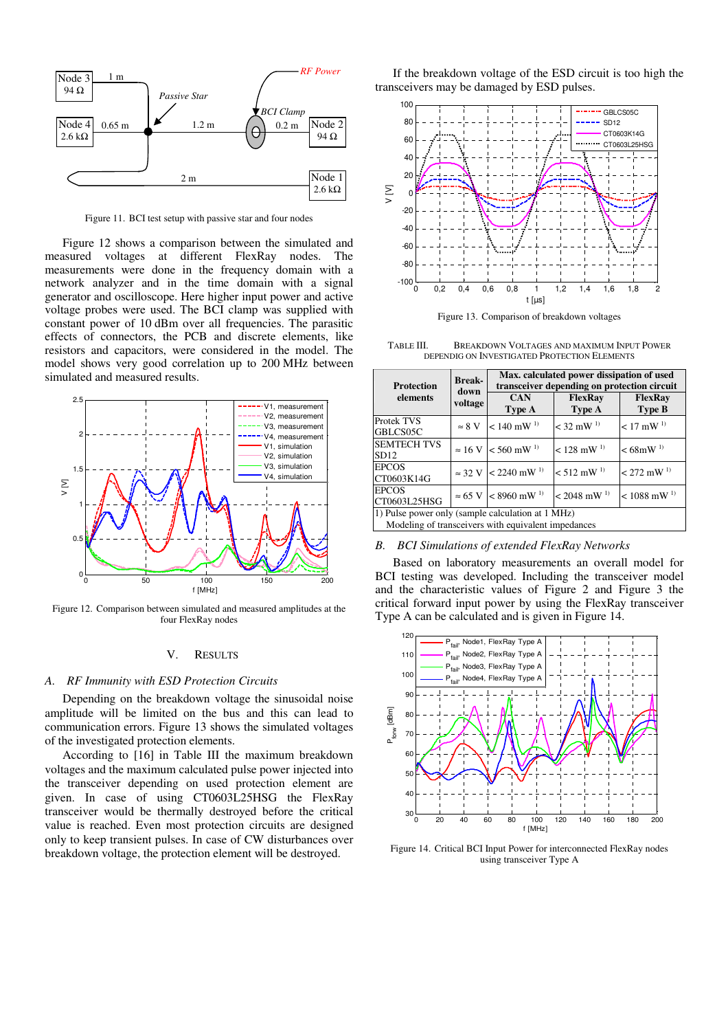Figure 11. BCI test setup with passive star and four nodes

Figure 12 shows a comparison between the simulated and measured voltages at different FlexRay nodes. The measurements were done in the frequency domain with a network analyzer and in the time domain with a signal generator and oscilloscope. Here higher input power and active voltage probes were used. The BCI clamp was supplied with constant power of 10 dBm over all frequencies. The parasitic effects of connectors, the PCB and discrete elements, like resistors and capacitors, were considered in the model. The model shows very good correlation up to 200 MHz between simulated and measured results.

Figure 12. Comparison between simulated and measured amplitudes at the four FlexRay nodes

## V. Results

### A. RF Immunity with ESD Protection Circuits

Depending on the breakdown voltage the sinusoidal noise amplitude will be limited on the bus and this can lead to communication errors. Figure 13 shows the simulated voltages of the investigated protection elements.

According to [16] in Table III the maximum breakdown voltages and the maximum calculated pulse power injected into the transceiver depending on used protection element are given. In case of using CT0603L25HSG the FlexRay transceiver would be thermally destroyed before the critical value is reached. Even most protection circuits are designed only to keep transient pulses. In case of CW disturbances over breakdown voltage, the protection element will be destroyed.

If the breakdown voltage of the ESD circuit is too high the transceivers may be damaged by ESD pulses.

Figure 13. Comparison of breakdown voltages

TABLE III. Breakdown Voltages and Maximum Input Power depending on Investigated Protection Elements

| Protection elements | Break-down voltage | Max. calculated power dissipation of used transceiver depending on protection circuit | | |
|---|---|---|---|---|
| | | CAN Type A | FlexRay Type A | FlexRay Type B |
| Protek TVS GBLCS05C | ≈ 8 V | < 140 mW [1)] | < 32 mW [1)] | < 17 mW [1)] |
| SEMTECH TVS SD12 | ≈ 16 V | < 560 mW [1)] | < 128 mW [1)] | < 68mW [1)] |
| EPCOS CT0603K14G | ≈ 32 V | < 2240 mW [1)] | < 512 mW [1)] | < 272 mW [1)] |
| EPCOS CT0603L25HSG | ≈ 65 V | < 8960 mW [1)] | < 2048 mW [1)] | < 1088 mW [1)] |

1) Pulse power only (sample calculation at 1 MHz)
Modeling of transceivers with equivalent impedances

### B. BCI Simulations of extended FlexRay Networks

Based on laboratory measurements an overall model for BCI testing was developed. Including the transceiver model and the characteristic values of Figure 2 and Figure 3 the critical forward input power by using the FlexRay transceiver Type A can be calculated and is given in Figure 14.

Figure 14. Critical BCI Input Power for interconnected FlexRay nodes using transceiver Type A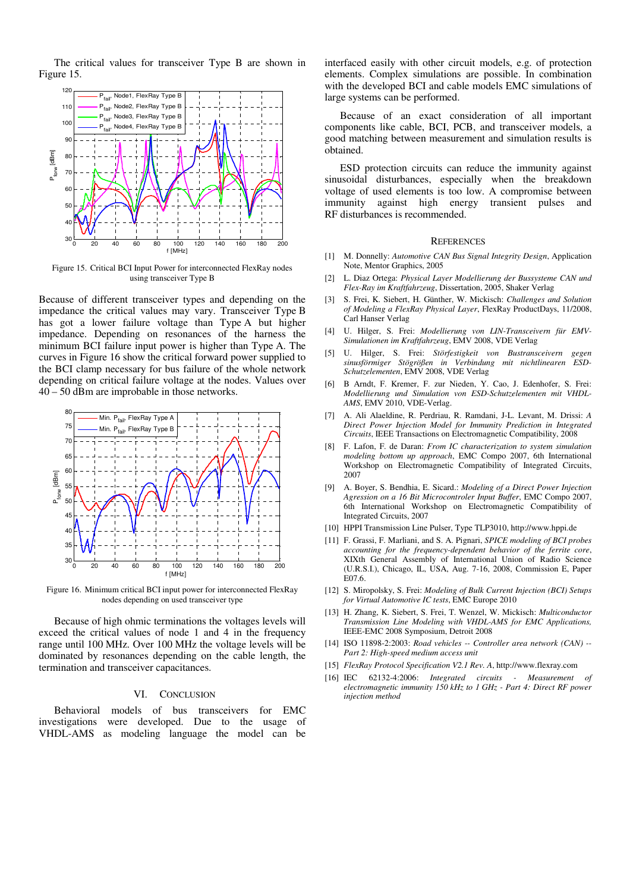The critical values for transceiver Type B are shown in Figure 15.

120
110
100
90
80
70
60
50
40
30
$P_{forw}$ [dBm]

$P_{fail}$, Node1, FlexRay Type B
$P_{fail}$, Node2, FlexRay Type B
$P_{fail}$, Node3, FlexRay Type B
$P_{fail}$, Node4, FlexRay Type B

0 20 40 60 80 100 120 140 160 180 200
f [MHz]

Figure 15. Critical BCI Input Power for interconnected FlexRay nodes using transceiver Type B

Because of different transceiver types and depending on the impedance the critical values may vary. Transceiver Type B has got a lower failure voltage than Type A but higher impedance. Depending on resonances of the harness the minimum BCI failure input power is higher than Type A. The curves in Figure 16 show the critical forward power supplied to the BCI clamp necessary for bus failure of the whole network depending on critical failure voltage at the nodes. Values over 40 – 50 dBm are improbable in those networks.

80
75
70
65
60
55
50
45
40
35
30
$P_{forw}$ [dBm]

Min. $P_{fail}$, FlexRay Type A
Min. $P_{fail}$, FlexRay Type B

0 20 40 60 80 100 120 140 160 180 200
f [MHz]

Figure 16. Minimum critical BCI input power for interconnected FlexRay nodes depending on used transceiver type

Because of high ohmic terminations the voltages levels will exceed the critical values of node 1 and 4 in the frequency range until 100 MHz. Over 100 MHz the voltage levels will be dominated by resonances depending on the cable length, the termination and transceiver capacitances.

## VI. Conclusion

Behavioral models of bus transceivers for EMC investigations were developed. Due to the usage of VHDL-AMS as modeling language the model can be interfaced easily with other circuit models, e.g. of protection elements. Complex simulations are possible. In combination with the developed BCI and cable models EMC simulations of large systems can be performed.

Because of an exact consideration of all important components like cable, BCI, PCB, and transceiver models, a good matching between measurement and simulation results is obtained.

ESD protection circuits can reduce the immunity against sinusoidal disturbances, especially when the breakdown voltage of used elements is too low. A compromise between immunity against high energy transient pulses and RF disturbances is recommended.

## References

[1] M. Donnelly: *Automotive CAN Bus Signal Integrity Design*, Application Note, Mentor Graphics, 2005

[2] L. Diaz Ortega: *Physical Layer Modellierung der Bussysteme CAN und Flex-Ray im Kraftfahrzeug*, Dissertation, 2005, Shaker Verlag

[3] S. Frei, K. Siebert, H. Günther, W. Mickisch: *Challenges and Solution of Modeling a FlexRay Physical Layer*, FlexRay ProductDays, 11/2008, Carl Hanser Verlag

[4] U. Hilger, S. Frei: *Modellierung von LIN-Transceivern für EMV-Simulationen im Kraftfahrzeug*, EMV 2008, VDE Verlag

[5] U. Hilger, S. Frei: *Störfestigkeit von Bustransceivern gegen sinusförmiger Stögrößen in Verbindung mit nichtlinearen ESD-Schutzelementen*, EMV 2008, VDE Verlag

[6] B Arndt, F. Kremer, F. zur Nieden, Y. Cao, J. Edenhofer, S. Frei: *Modellierung und Simulation von ESD-Schutzelementen mit VHDL-AMS*, EMV 2010, VDE-Verlag.

[7] A. Ali Alaeldine, R. Perdriau, R. Ramdani, J-L. Levant, M. Drissi: *A Direct Power Injection Model for Immunity Prediction in Integrated Circuits*, IEEE Transactions on Electromagnetic Compatibility, 2008

[8] F. Lafon, F. de Daran: *From IC characterization to system simulation modeling bottom up approach*, EMC Compo 2007, 6th International Workshop on Electromagnetic Compatibility of Integrated Circuits, 2007

[9] A. Boyer, S. Bendhia, E. Sicard.: *Modeling of a Direct Power Injection Agression on a 16 Bit Microcontroler Input Buffer*, EMC Compo 2007, 6th International Workshop on Electromagnetic Compatibility of Integrated Circuits, 2007

[10] HPPI Transmission Line Pulser, Type TLP3010, http://www.hppi.de

[11] F. Grassi, F. Marliani, and S. A. Pignari, *SPICE modeling of BCI probes accounting for the frequency-dependent behavior of the ferrite core*, XIXth General Assembly of International Union of Radio Science (U.R.S.I.), Chicago, IL, USA, Aug. 7-16, 2008, Commission E, Paper E07.6.

[12] S. Miropolsky, S. Frei: *Modeling of Bulk Current Injection (BCI) Setups for Virtual Automotive IC tests*, EMC Europe 2010

[13] H. Zhang, K. Siebert, S. Frei, T. Wenzel, W. Mickisch: *Multiconductor Transmission Line Modeling with VHDL-AMS for EMC Applications*, IEEE-EMC 2008 Symposium, Detroit 2008

[14] ISO 11898-2:2003: *Road vehicles -- Controller area network (CAN) -- Part 2: High-speed medium access unit*

[15] *FlexRay Protocol Specification V2.1 Rev. A*, http://www.flexray.com

[16] IEC 62132-4:2006: *Integrated circuits - Measurement of electromagnetic immunity 150 kHz to 1 GHz - Part 4: Direct RF power injection method*